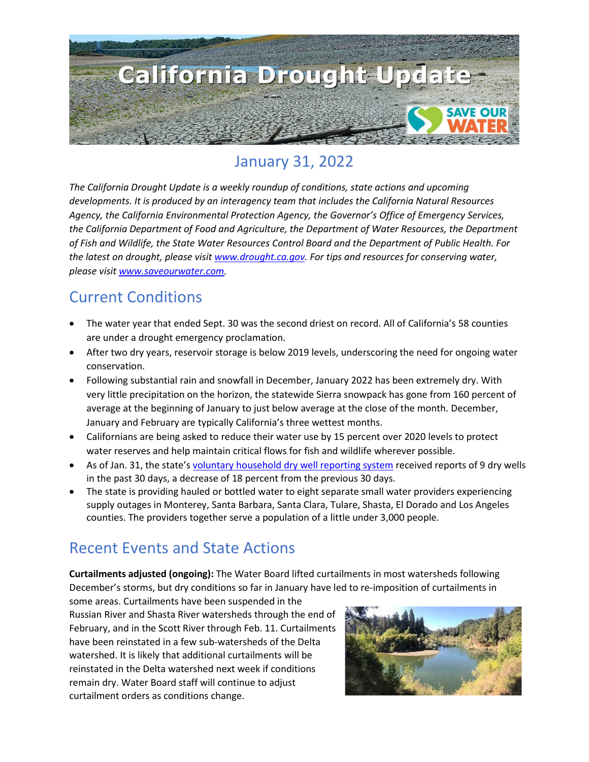# California Drought Update

## January 31, 2022

*The California Drought Update is a weekly roundup of conditions, state actions and upcoming developments. It is produced by an interagency team that includes the California Natural Resources Agency, the California Environmental Protection Agency, the Governor's Office of Emergency Services, the California Department of Food and Agriculture, the Department of Water Resources, the Department of Fish and Wildlife, the State Water Resources Control Board and the Department of Public Health. For the latest on drought, please visit [www.drought.ca.gov](www.drought.ca.gov). For tips and resources for conserving water, please visit [www.saveourwater.com](www.saveourwater.com).*

## Current Conditions

- The water year that ended Sept. 30 was the second driest on record. All of California's 58 counties are under a drought emergency proclamation.
- After two dry years, reservoir storage is below 2019 levels, underscoring the need for ongoing water conservation.
- Following substantial rain and snowfall in December, January 2022 has been extremely dry. With very little precipitation on the horizon, the statewide Sierra snowpack has gone from 160 percent of average at the beginning of January to just below average at the close of the month. December, January and February are typically California's three wettest months.
- Californians are being asked to reduce their water use by 15 percent over 2020 levels to protect water reserves and help maintain critical flows for fish and wildlife wherever possible.
- As of Jan. 31, the state's voluntary household dry well reporting system received reports of 9 dry wells in the past 30 days, a decrease of 18 percent from the previous 30 days.
- The state is providing hauled or bottled water to eight separate small water providers experiencing supply outages in Monterey, Santa Barbara, Santa Clara, Tulare, Shasta, El Dorado and Los Angeles counties. The providers together serve a population of a little under 3,000 people.

## Recent Events and State Actions

**Curtailments adjusted (ongoing):** The Water Board lifted curtailments in most watersheds following December's storms, but dry conditions so far in January have led to re-imposition of curtailments in some areas. Curtailments have been suspended in the Russian River and Shasta River watersheds through the end of February, and in the Scott River through Feb. 11. Curtailments have been reinstated in a few sub-watersheds of the Delta watershed. It is likely that additional curtailments will be reinstated in the Delta watershed next week if conditions remain dry. Water Board staff will continue to adjust curtailment orders as conditions change.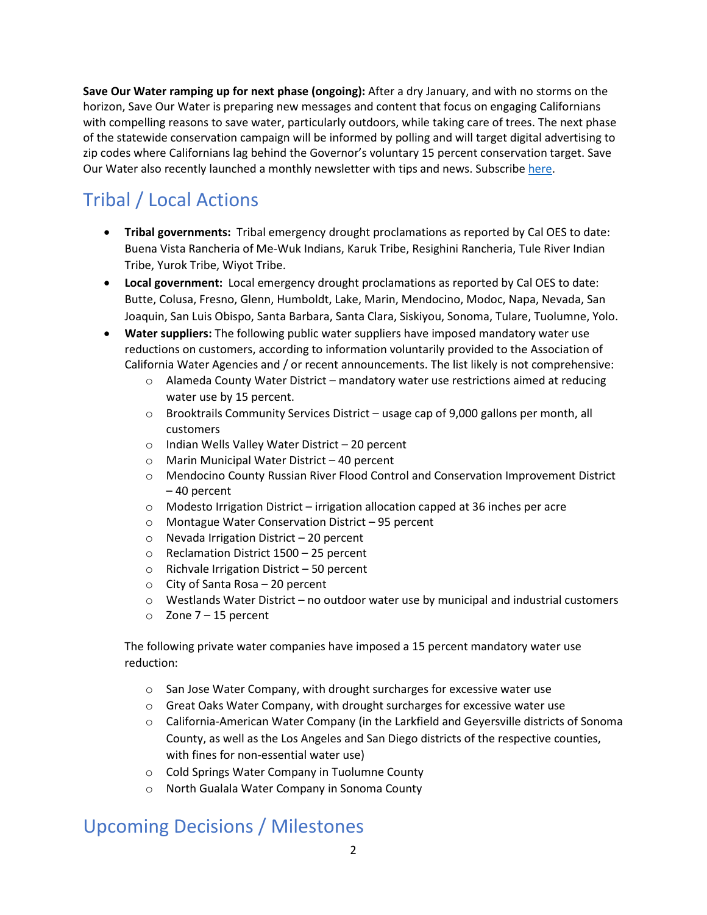**Save Our Water ramping up for next phase (ongoing):** After a dry January, and with no storms on the horizon, Save Our Water is preparing new messages and content that focus on engaging Californians with compelling reasons to save water, particularly outdoors, while taking care of trees. The next phase of the statewide conservation campaign will be informed by polling and will target digital advertising to zip codes where Californians lag behind the Governor's voluntary 15 percent conservation target. Save Our Water also recently launched a monthly newsletter with tips and news. Subscribe here.

## Tribal / Local Actions

- **Tribal governments:** Tribal emergency drought proclamations as reported by Cal OES to date: Buena Vista Rancheria of Me-Wuk Indians, Karuk Tribe, Resighini Rancheria, Tule River Indian Tribe, Yurok Tribe, Wiyot Tribe.
- **Local government:** Local emergency drought proclamations as reported by Cal OES to date: Butte, Colusa, Fresno, Glenn, Humboldt, Lake, Marin, Mendocino, Modoc, Napa, Nevada, San Joaquin, San Luis Obispo, Santa Barbara, Santa Clara, Siskiyou, Sonoma, Tulare, Tuolumne, Yolo.
- **Water suppliers:** The following public water suppliers have imposed mandatory water use reductions on customers, according to information voluntarily provided to the Association of California Water Agencies and / or recent announcements. The list likely is not comprehensive:
  - Alameda County Water District – mandatory water use restrictions aimed at reducing water use by 15 percent.
  - Brooktrails Community Services District – usage cap of 9,000 gallons per month, all customers
  - Indian Wells Valley Water District – 20 percent
  - Marin Municipal Water District – 40 percent
  - Mendocino County Russian River Flood Control and Conservation Improvement District – 40 percent
  - Modesto Irrigation District – irrigation allocation capped at 36 inches per acre
  - Montague Water Conservation District – 95 percent
  - Nevada Irrigation District – 20 percent
  - Reclamation District 1500 – 25 percent
  - Richvale Irrigation District – 50 percent
  - City of Santa Rosa – 20 percent
  - Westlands Water District – no outdoor water use by municipal and industrial customers
  - Zone 7 – 15 percent

  The following private water companies have imposed a 15 percent mandatory water use reduction:

  - San Jose Water Company, with drought surcharges for excessive water use
  - Great Oaks Water Company, with drought surcharges for excessive water use
  - California-American Water Company (in the Larkfield and Geyersville districts of Sonoma County, as well as the Los Angeles and San Diego districts of the respective counties, with fines for non-essential water use)
  - Cold Springs Water Company in Tuolumne County
  - North Gualala Water Company in Sonoma County

## Upcoming Decisions / Milestones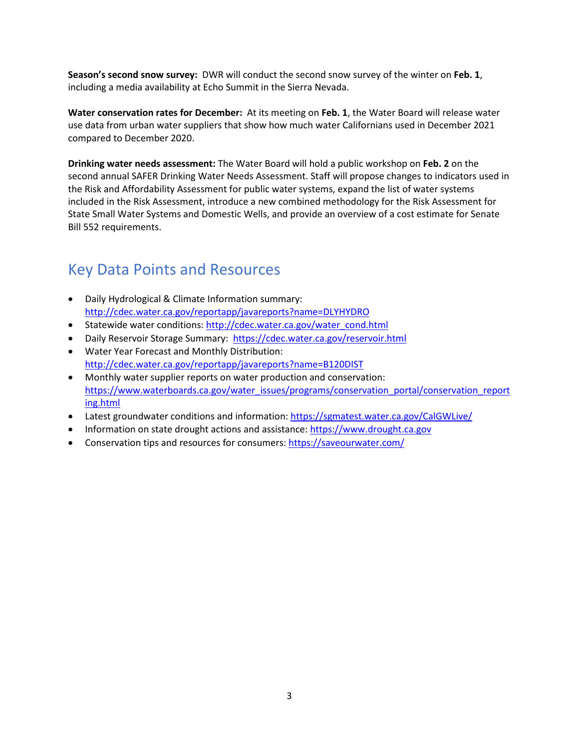**Season's second snow survey:** DWR will conduct the second snow survey of the winter on **Feb. 1**, including a media availability at Echo Summit in the Sierra Nevada.

**Water conservation rates for December:** At its meeting on **Feb. 1**, the Water Board will release water use data from urban water suppliers that show how much water Californians used in December 2021 compared to December 2020.

**Drinking water needs assessment:** The Water Board will hold a public workshop on **Feb. 2** on the second annual SAFER Drinking Water Needs Assessment. Staff will propose changes to indicators used in the Risk and Affordability Assessment for public water systems, expand the list of water systems included in the Risk Assessment, introduce a new combined methodology for the Risk Assessment for State Small Water Systems and Domestic Wells, and provide an overview of a cost estimate for Senate Bill 552 requirements.

## Key Data Points and Resources

- Daily Hydrological & Climate Information summary: http://cdec.water.ca.gov/reportapp/javareports?name=DLYHYDRO
- Statewide water conditions: http://cdec.water.ca.gov/water_cond.html
- Daily Reservoir Storage Summary: https://cdec.water.ca.gov/reservoir.html
- Water Year Forecast and Monthly Distribution: http://cdec.water.ca.gov/reportapp/javareports?name=B120DIST
- Monthly water supplier reports on water production and conservation: https://www.waterboards.ca.gov/water_issues/programs/conservation_portal/conservation_reporting.html
- Latest groundwater conditions and information: https://sgmatest.water.ca.gov/CalGWLive/
- Information on state drought actions and assistance: https://www.drought.ca.gov
- Conservation tips and resources for consumers: https://saveourwater.com/